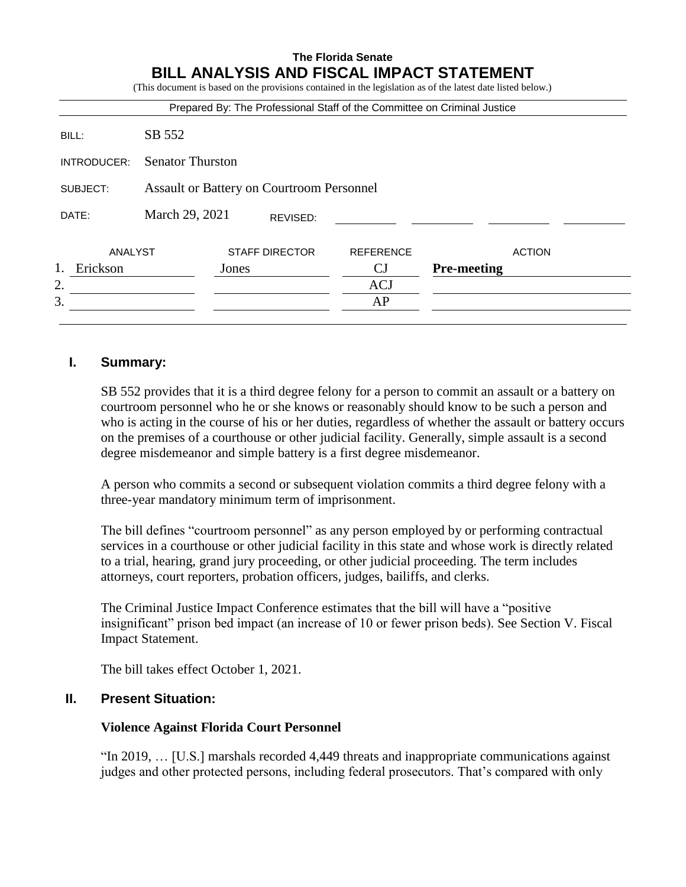**The Florida Senate**

# BILL ANALYSIS AND FISCAL IMPACT STATEMENT

(This document is based on the provisions contained in the legislation as of the latest date listed below.)

Prepared By: The Professional Staff of the Committee on Criminal Justice

| | |
|---|---|
| BILL: | SB 552 |
| INTRODUCER: | Senator Thurston |
| SUBJECT: | Assault or Battery on Courtroom Personnel |
| DATE: | March 29, 2021 REVISED: |

| | ANALYST | STAFF DIRECTOR | REFERENCE | ACTION |
|---|---|---|---|---|
| 1. | Erickson | Jones | CJ | **Pre-meeting** |
| 2. | | | ACJ | |
| 3. | | | AP | |

## I. Summary:

SB 552 provides that it is a third degree felony for a person to commit an assault or a battery on courtroom personnel who he or she knows or reasonably should know to be such a person and who is acting in the course of his or her duties, regardless of whether the assault or battery occurs on the premises of a courthouse or other judicial facility. Generally, simple assault is a second degree misdemeanor and simple battery is a first degree misdemeanor.

A person who commits a second or subsequent violation commits a third degree felony with a three-year mandatory minimum term of imprisonment.

The bill defines "courtroom personnel" as any person employed by or performing contractual services in a courthouse or other judicial facility in this state and whose work is directly related to a trial, hearing, grand jury proceeding, or other judicial proceeding. The term includes attorneys, court reporters, probation officers, judges, bailiffs, and clerks.

The Criminal Justice Impact Conference estimates that the bill will have a "positive insignificant" prison bed impact (an increase of 10 or fewer prison beds). See Section V. Fiscal Impact Statement.

The bill takes effect October 1, 2021.

## II. Present Situation:

### Violence Against Florida Court Personnel

"In 2019, … [U.S.] marshals recorded 4,449 threats and inappropriate communications against judges and other protected persons, including federal prosecutors. That's compared with only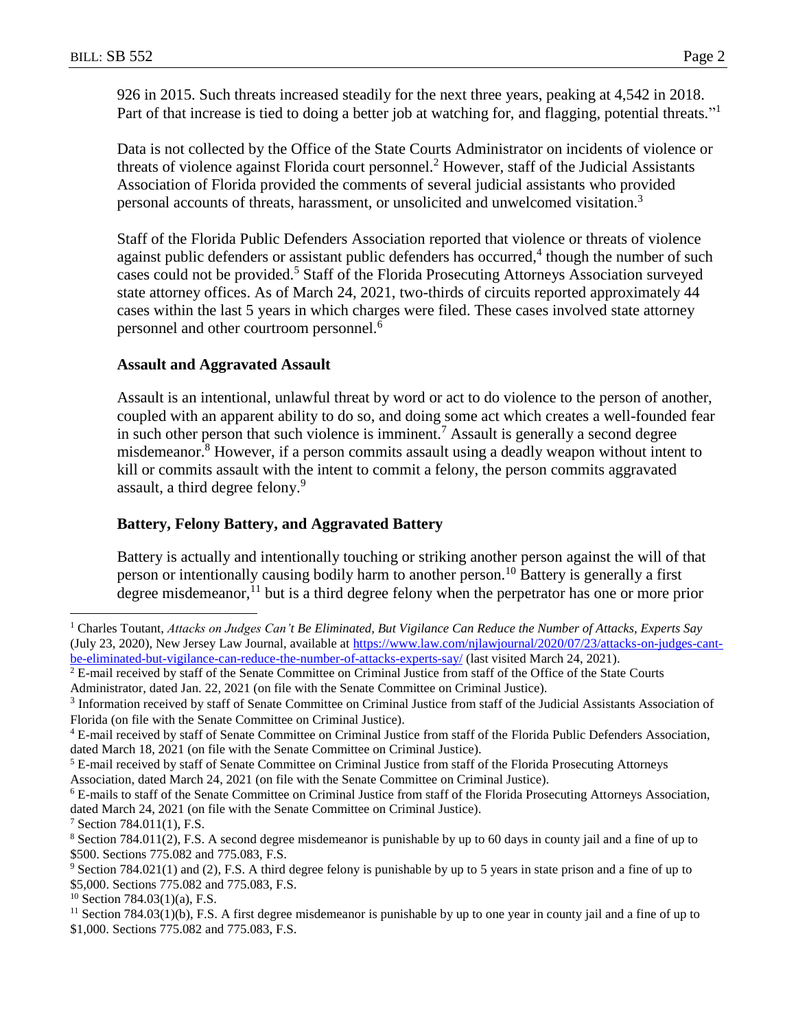926 in 2015. Such threats increased steadily for the next three years, peaking at 4,542 in 2018. Part of that increase is tied to doing a better job at watching for, and flagging, potential threats."[1]

Data is not collected by the Office of the State Courts Administrator on incidents of violence or threats of violence against Florida court personnel.[2] However, staff of the Judicial Assistants Association of Florida provided the comments of several judicial assistants who provided personal accounts of threats, harassment, or unsolicited and unwelcomed visitation.[3]

Staff of the Florida Public Defenders Association reported that violence or threats of violence against public defenders or assistant public defenders has occurred,[4] though the number of such cases could not be provided.[5] Staff of the Florida Prosecuting Attorneys Association surveyed state attorney offices. As of March 24, 2021, two-thirds of circuits reported approximately 44 cases within the last 5 years in which charges were filed. These cases involved state attorney personnel and other courtroom personnel.[6]

**Assault and Aggravated Assault**

Assault is an intentional, unlawful threat by word or act to do violence to the person of another, coupled with an apparent ability to do so, and doing some act which creates a well-founded fear in such other person that such violence is imminent.[7] Assault is generally a second degree misdemeanor.[8] However, if a person commits assault using a deadly weapon without intent to kill or commits assault with the intent to commit a felony, the person commits aggravated assault, a third degree felony.[9]

**Battery, Felony Battery, and Aggravated Battery**

Battery is actually and intentionally touching or striking another person against the will of that person or intentionally causing bodily harm to another person.[10] Battery is generally a first degree misdemeanor,[11] but is a third degree felony when the perpetrator has one or more prior

---

[1] Charles Toutant, *Attacks on Judges Can't Be Eliminated, But Vigilance Can Reduce the Number of Attacks, Experts Say* (July 23, 2020), New Jersey Law Journal, available at https://www.law.com/njlawjournal/2020/07/23/attacks-on-judges-cant-be-eliminated-but-vigilance-can-reduce-the-number-of-attacks-experts-say/ (last visited March 24, 2021).

[2] E-mail received by staff of the Senate Committee on Criminal Justice from staff of the Office of the State Courts Administrator, dated Jan. 22, 2021 (on file with the Senate Committee on Criminal Justice).

[3] Information received by staff of Senate Committee on Criminal Justice from staff of the Judicial Assistants Association of Florida (on file with the Senate Committee on Criminal Justice).

[4] E-mail received by staff of Senate Committee on Criminal Justice from staff of the Florida Public Defenders Association, dated March 18, 2021 (on file with the Senate Committee on Criminal Justice).

[5] E-mail received by staff of Senate Committee on Criminal Justice from staff of the Florida Prosecuting Attorneys Association, dated March 24, 2021 (on file with the Senate Committee on Criminal Justice).

[6] E-mails to staff of the Senate Committee on Criminal Justice from staff of the Florida Prosecuting Attorneys Association, dated March 24, 2021 (on file with the Senate Committee on Criminal Justice).

[7] Section 784.011(1), F.S.

[8] Section 784.011(2), F.S. A second degree misdemeanor is punishable by up to 60 days in county jail and a fine of up to $500. Sections 775.082 and 775.083, F.S.

[9] Section 784.021(1) and (2), F.S. A third degree felony is punishable by up to 5 years in state prison and a fine of up to $5,000. Sections 775.082 and 775.083, F.S.

[10] Section 784.03(1)(a), F.S.

[11] Section 784.03(1)(b), F.S. A first degree misdemeanor is punishable by up to one year in county jail and a fine of up to $1,000. Sections 775.082 and 775.083, F.S.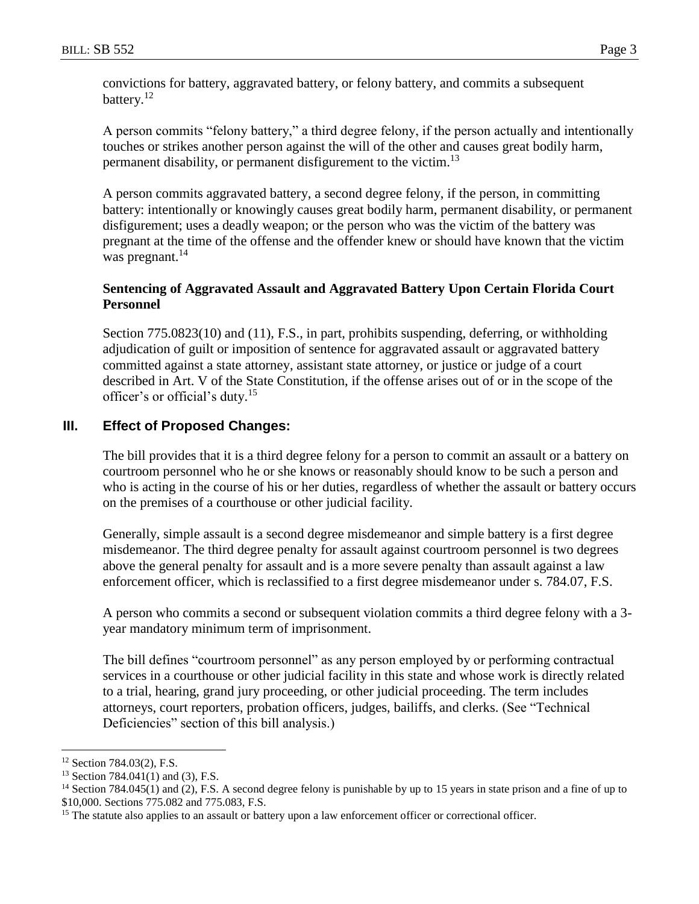convictions for battery, aggravated battery, or felony battery, and commits a subsequent battery.[12]

A person commits "felony battery," a third degree felony, if the person actually and intentionally touches or strikes another person against the will of the other and causes great bodily harm, permanent disability, or permanent disfigurement to the victim.[13]

A person commits aggravated battery, a second degree felony, if the person, in committing battery: intentionally or knowingly causes great bodily harm, permanent disability, or permanent disfigurement; uses a deadly weapon; or the person who was the victim of the battery was pregnant at the time of the offense and the offender knew or should have known that the victim was pregnant.[14]

**Sentencing of Aggravated Assault and Aggravated Battery Upon Certain Florida Court Personnel**

Section 775.0823(10) and (11), F.S., in part, prohibits suspending, deferring, or withholding adjudication of guilt or imposition of sentence for aggravated assault or aggravated battery committed against a state attorney, assistant state attorney, or justice or judge of a court described in Art. V of the State Constitution, if the offense arises out of or in the scope of the officer's or official's duty.[15]

## III. Effect of Proposed Changes:

The bill provides that it is a third degree felony for a person to commit an assault or a battery on courtroom personnel who he or she knows or reasonably should know to be such a person and who is acting in the course of his or her duties, regardless of whether the assault or battery occurs on the premises of a courthouse or other judicial facility.

Generally, simple assault is a second degree misdemeanor and simple battery is a first degree misdemeanor. The third degree penalty for assault against courtroom personnel is two degrees above the general penalty for assault and is a more severe penalty than assault against a law enforcement officer, which is reclassified to a first degree misdemeanor under s. 784.07, F.S.

A person who commits a second or subsequent violation commits a third degree felony with a 3-year mandatory minimum term of imprisonment.

The bill defines "courtroom personnel" as any person employed by or performing contractual services in a courthouse or other judicial facility in this state and whose work is directly related to a trial, hearing, grand jury proceeding, or other judicial proceeding. The term includes attorneys, court reporters, probation officers, judges, bailiffs, and clerks. (See "Technical Deficiencies" section of this bill analysis.)

---

[12] Section 784.03(2), F.S.

[13] Section 784.041(1) and (3), F.S.

[14] Section 784.045(1) and (2), F.S. A second degree felony is punishable by up to 15 years in state prison and a fine of up to $10,000. Sections 775.082 and 775.083, F.S.

[15] The statute also applies to an assault or battery upon a law enforcement officer or correctional officer.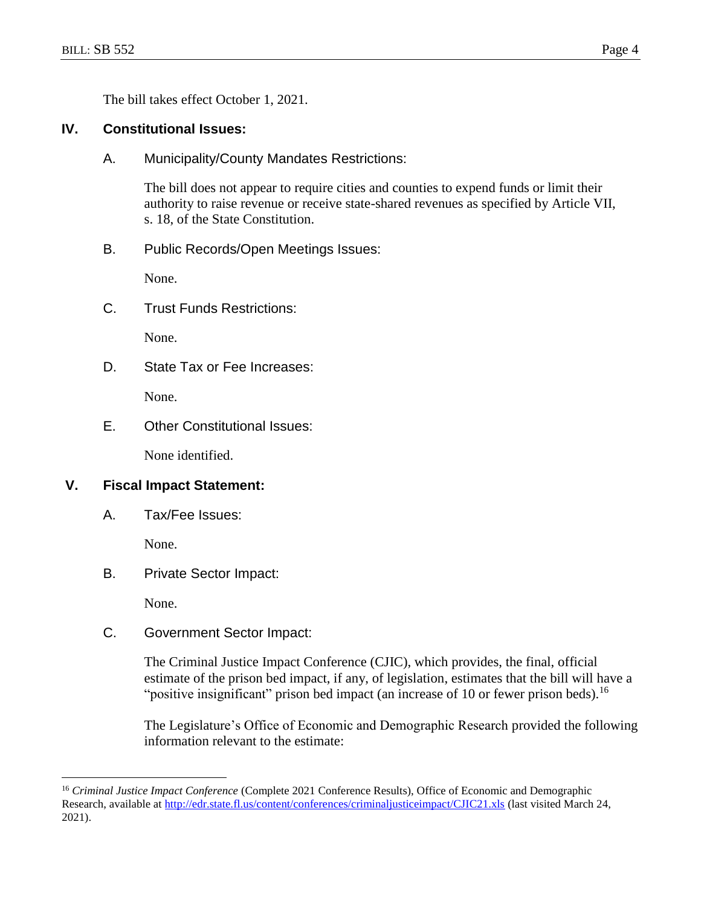The bill takes effect October 1, 2021.

## IV. Constitutional Issues:

### A. Municipality/County Mandates Restrictions:

The bill does not appear to require cities and counties to expend funds or limit their authority to raise revenue or receive state-shared revenues as specified by Article VII, s. 18, of the State Constitution.

### B. Public Records/Open Meetings Issues:

None.

### C. Trust Funds Restrictions:

None.

### D. State Tax or Fee Increases:

None.

### E. Other Constitutional Issues:

None identified.

## V. Fiscal Impact Statement:

### A. Tax/Fee Issues:

None.

### B. Private Sector Impact:

None.

### C. Government Sector Impact:

The Criminal Justice Impact Conference (CJIC), which provides, the final, official estimate of the prison bed impact, if any, of legislation, estimates that the bill will have a "positive insignificant" prison bed impact (an increase of 10 or fewer prison beds).[16]

The Legislature's Office of Economic and Demographic Research provided the following information relevant to the estimate:

---

[16] *Criminal Justice Impact Conference* (Complete 2021 Conference Results), Office of Economic and Demographic Research, available at http://edr.state.fl.us/content/conferences/criminaljusticeimpact/CJIC21.xls (last visited March 24, 2021).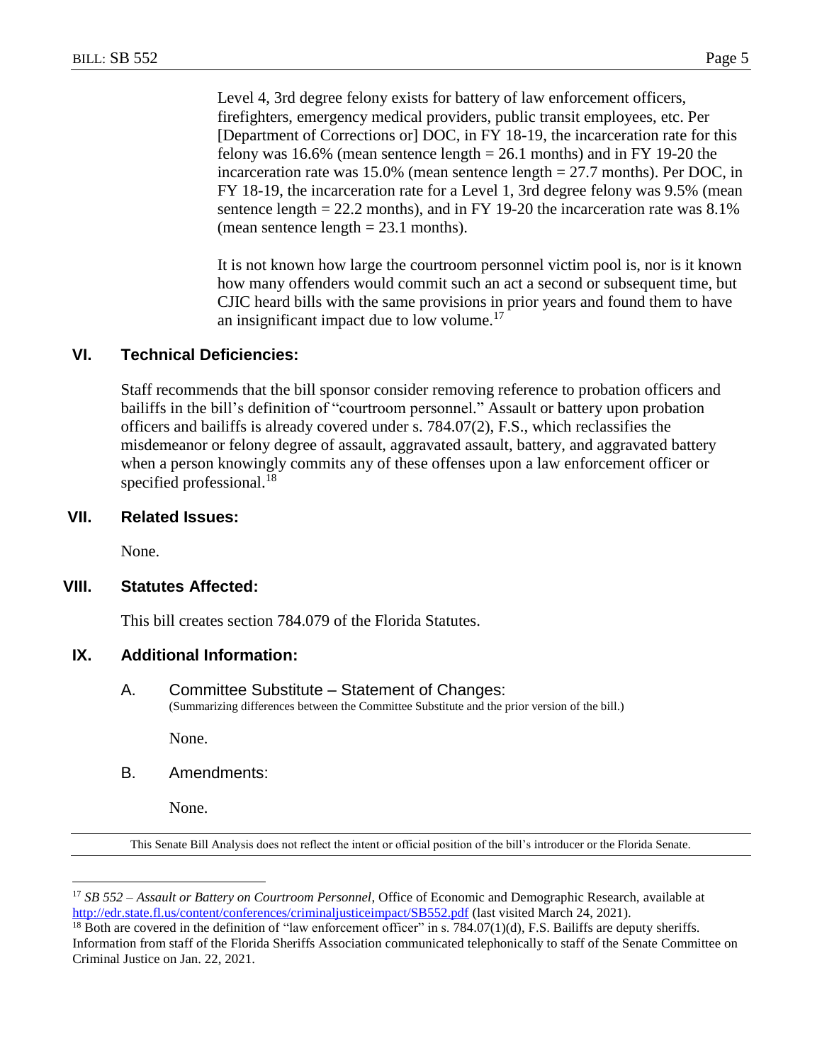Level 4, 3rd degree felony exists for battery of law enforcement officers, firefighters, emergency medical providers, public transit employees, etc. Per [Department of Corrections or] DOC, in FY 18-19, the incarceration rate for this felony was 16.6% (mean sentence length = 26.1 months) and in FY 19-20 the incarceration rate was 15.0% (mean sentence length = 27.7 months). Per DOC, in FY 18-19, the incarceration rate for a Level 1, 3rd degree felony was 9.5% (mean sentence length = 22.2 months), and in FY 19-20 the incarceration rate was 8.1% (mean sentence length = 23.1 months).

It is not known how large the courtroom personnel victim pool is, nor is it known how many offenders would commit such an act a second or subsequent time, but CJIC heard bills with the same provisions in prior years and found them to have an insignificant impact due to low volume.[17]

## VI. Technical Deficiencies:

Staff recommends that the bill sponsor consider removing reference to probation officers and bailiffs in the bill's definition of "courtroom personnel." Assault or battery upon probation officers and bailiffs is already covered under s. 784.07(2), F.S., which reclassifies the misdemeanor or felony degree of assault, aggravated assault, battery, and aggravated battery when a person knowingly commits any of these offenses upon a law enforcement officer or specified professional.[18]

## VII. Related Issues:

None.

## VIII. Statutes Affected:

This bill creates section 784.079 of the Florida Statutes.

## IX. Additional Information:

### A. Committee Substitute – Statement of Changes:

(Summarizing differences between the Committee Substitute and the prior version of the bill.)

None.

### B. Amendments:

None.

This Senate Bill Analysis does not reflect the intent or official position of the bill's introducer or the Florida Senate.

---

[17] *SB 552 – Assault or Battery on Courtroom Personnel*, Office of Economic and Demographic Research, available at http://edr.state.fl.us/content/conferences/criminaljusticeimpact/SB552.pdf (last visited March 24, 2021).

[18] Both are covered in the definition of "law enforcement officer" in s. 784.07(1)(d), F.S. Bailiffs are deputy sheriffs. Information from staff of the Florida Sheriffs Association communicated telephonically to staff of the Senate Committee on Criminal Justice on Jan. 22, 2021.